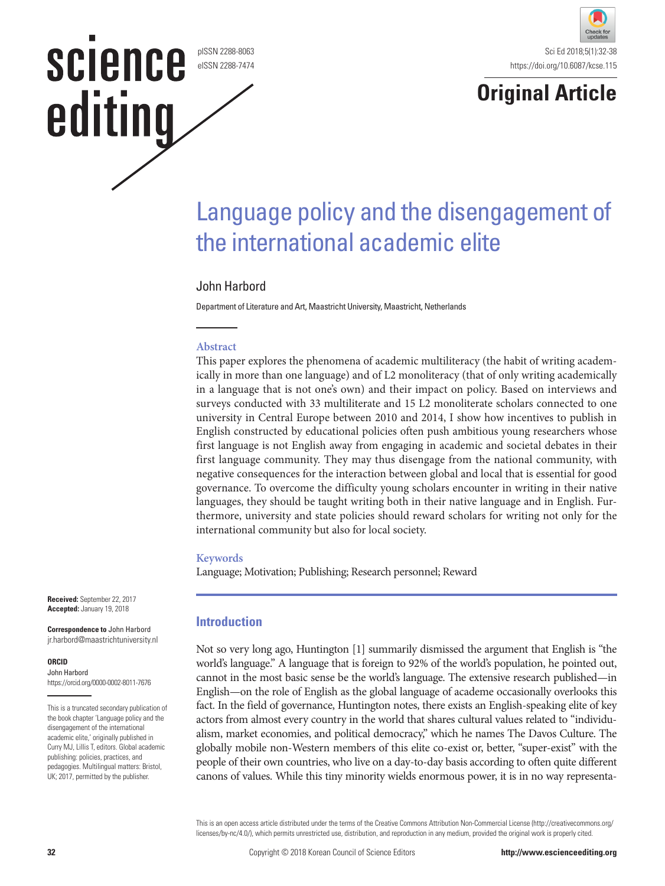Original Article

# Language policy and the disengagement of the international academic elite

John Harbord

Department of Literature and Art, Maastricht University, Maastricht, Netherlands

## Abstract

This paper explores the phenomena of academic multiliteracy (the habit of writing academically in more than one language) and of L2 monoliteracy (that of only writing academically in a language that is not one's own) and their impact on policy. Based on interviews and surveys conducted with 33 multiliterate and 15 L2 monoliterate scholars connected to one university in Central Europe between 2010 and 2014, I show how incentives to publish in English constructed by educational policies often push ambitious young researchers whose first language is not English away from engaging in academic and societal debates in their first language community. They may thus disengage from the national community, with negative consequences for the interaction between global and local that is essential for good governance. To overcome the difficulty young scholars encounter in writing in their native languages, they should be taught writing both in their native language and in English. Furthermore, university and state policies should reward scholars for writing not only for the international community but also for local society.

**Keywords**

Language; Motivation; Publishing; Research personnel; Reward

**Received:** September 22, 2017
**Accepted:** January 19, 2018

**Correspondence to** John Harbord
jr.harbord@maastrichtuniversity.nl

**ORCID**
John Harbord
https://orcid.org/0000-0002-8011-7676

This is a truncated secondary publication of the book chapter 'Language policy and the disengagement of the international academic elite,' originally published in Curry MJ, Lillis T, editors. Global academic publishing: policies, practices, and pedagogies. Multilingual matters: Bristol, UK; 2017, permitted by the publisher.

## Introduction

Not so very long ago, Huntington [1] summarily dismissed the argument that English is "the world's language." A language that is foreign to 92% of the world's population, he pointed out, cannot in the most basic sense be the world's language. The extensive research published—in English—on the role of English as the global language of academe occasionally overlooks this fact. In the field of governance, Huntington notes, there exists an English-speaking elite of key actors from almost every country in the world that shares cultural values related to "individualism, market economies, and political democracy," which he names The Davos Culture. The globally mobile non-Western members of this elite co-exist or, better, "super-exist" with the people of their own countries, who live on a day-to-day basis according to often quite different canons of values. While this tiny minority wields enormous power, it is in no way representa-

This is an open access article distributed under the terms of the Creative Commons Attribution Non-Commercial License (http://creativecommons.org/licenses/by-nc/4.0/), which permits unrestricted use, distribution, and reproduction in any medium, provided the original work is properly cited.

Copyright © 2018 Korean Council of Science Editors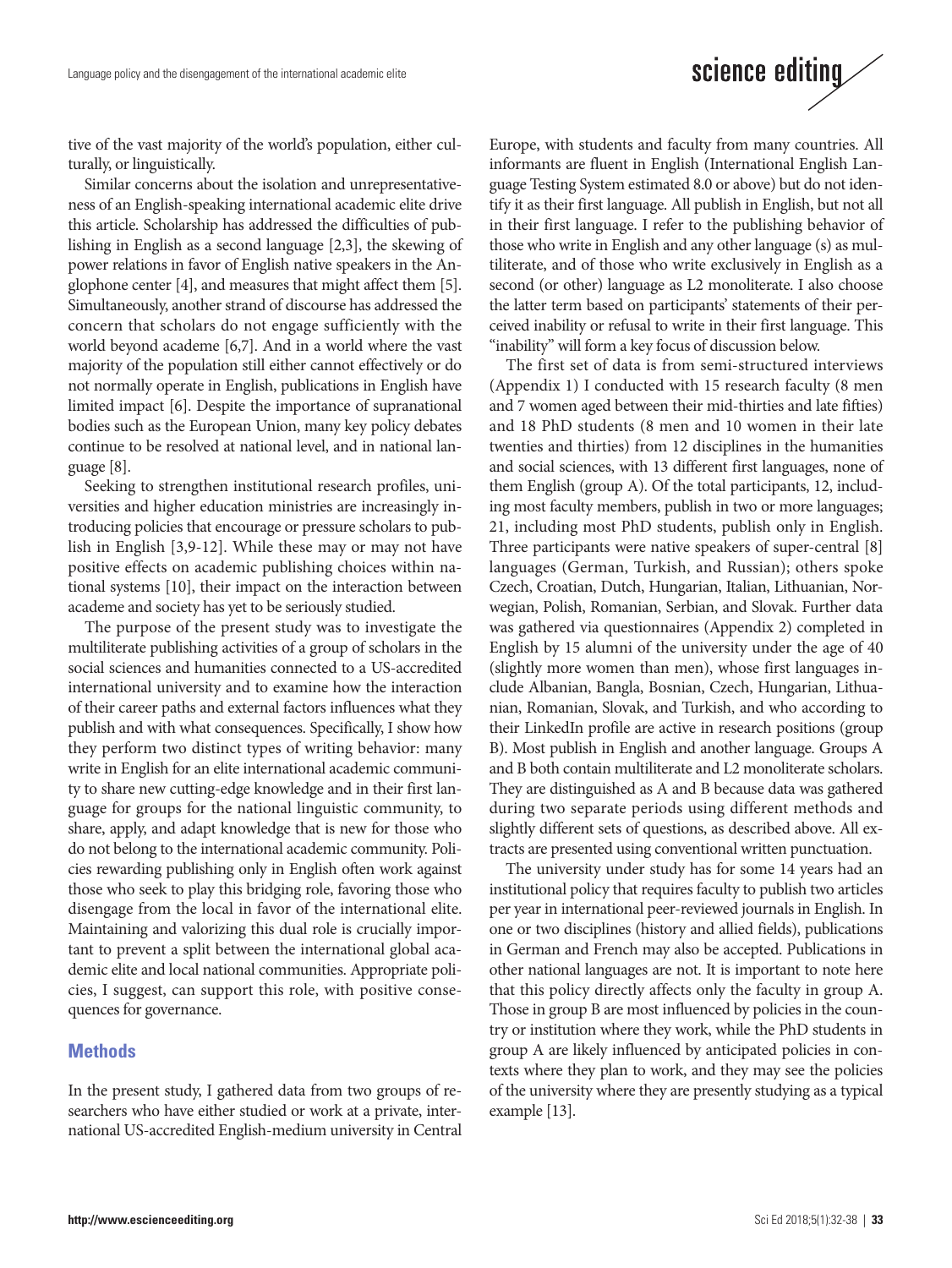tive of the vast majority of the world's population, either culturally, or linguistically.

Similar concerns about the isolation and unrepresentativeness of an English-speaking international academic elite drive this article. Scholarship has addressed the difficulties of publishing in English as a second language [2,3], the skewing of power relations in favor of English native speakers in the Anglophone center [4], and measures that might affect them [5]. Simultaneously, another strand of discourse has addressed the concern that scholars do not engage sufficiently with the world beyond academe [6,7]. And in a world where the vast majority of the population still either cannot effectively or do not normally operate in English, publications in English have limited impact [6]. Despite the importance of supranational bodies such as the European Union, many key policy debates continue to be resolved at national level, and in national language [8].

Seeking to strengthen institutional research profiles, universities and higher education ministries are increasingly introducing policies that encourage or pressure scholars to publish in English [3,9-12]. While these may or may not have positive effects on academic publishing choices within national systems [10], their impact on the interaction between academe and society has yet to be seriously studied.

The purpose of the present study was to investigate the multiliterate publishing activities of a group of scholars in the social sciences and humanities connected to a US-accredited international university and to examine how the interaction of their career paths and external factors influences what they publish and with what consequences. Specifically, I show how they perform two distinct types of writing behavior: many write in English for an elite international academic community to share new cutting-edge knowledge and in their first language for groups for the national linguistic community, to share, apply, and adapt knowledge that is new for those who do not belong to the international academic community. Policies rewarding publishing only in English often work against those who seek to play this bridging role, favoring those who disengage from the local in favor of the international elite. Maintaining and valorizing this dual role is crucially important to prevent a split between the international global academic elite and local national communities. Appropriate policies, I suggest, can support this role, with positive consequences for governance.

## Methods

In the present study, I gathered data from two groups of researchers who have either studied or work at a private, international US-accredited English-medium university in Central Europe, with students and faculty from many countries. All informants are fluent in English (International English Language Testing System estimated 8.0 or above) but do not identify it as their first language. All publish in English, but not all in their first language. I refer to the publishing behavior of those who write in English and any other language (s) as multiliterate, and of those who write exclusively in English as a second (or other) language as L2 monoliterate. I also choose the latter term based on participants' statements of their perceived inability or refusal to write in their first language. This "inability" will form a key focus of discussion below.

The first set of data is from semi-structured interviews (Appendix 1) I conducted with 15 research faculty (8 men and 7 women aged between their mid-thirties and late fifties) and 18 PhD students (8 men and 10 women in their late twenties and thirties) from 12 disciplines in the humanities and social sciences, with 13 different first languages, none of them English (group A). Of the total participants, 12, including most faculty members, publish in two or more languages; 21, including most PhD students, publish only in English. Three participants were native speakers of super-central [8] languages (German, Turkish, and Russian); others spoke Czech, Croatian, Dutch, Hungarian, Italian, Lithuanian, Norwegian, Polish, Romanian, Serbian, and Slovak. Further data was gathered via questionnaires (Appendix 2) completed in English by 15 alumni of the university under the age of 40 (slightly more women than men), whose first languages include Albanian, Bangla, Bosnian, Czech, Hungarian, Lithuanian, Romanian, Slovak, and Turkish, and who according to their LinkedIn profile are active in research positions (group B). Most publish in English and another language. Groups A and B both contain multiliterate and L2 monoliterate scholars. They are distinguished as A and B because data was gathered during two separate periods using different methods and slightly different sets of questions, as described above. All extracts are presented using conventional written punctuation.

The university under study has for some 14 years had an institutional policy that requires faculty to publish two articles per year in international peer-reviewed journals in English. In one or two disciplines (history and allied fields), publications in German and French may also be accepted. Publications in other national languages are not. It is important to note here that this policy directly affects only the faculty in group A. Those in group B are most influenced by policies in the country or institution where they work, while the PhD students in group A are likely influenced by anticipated policies in contexts where they plan to work, and they may see the policies of the university where they are presently studying as a typical example [13].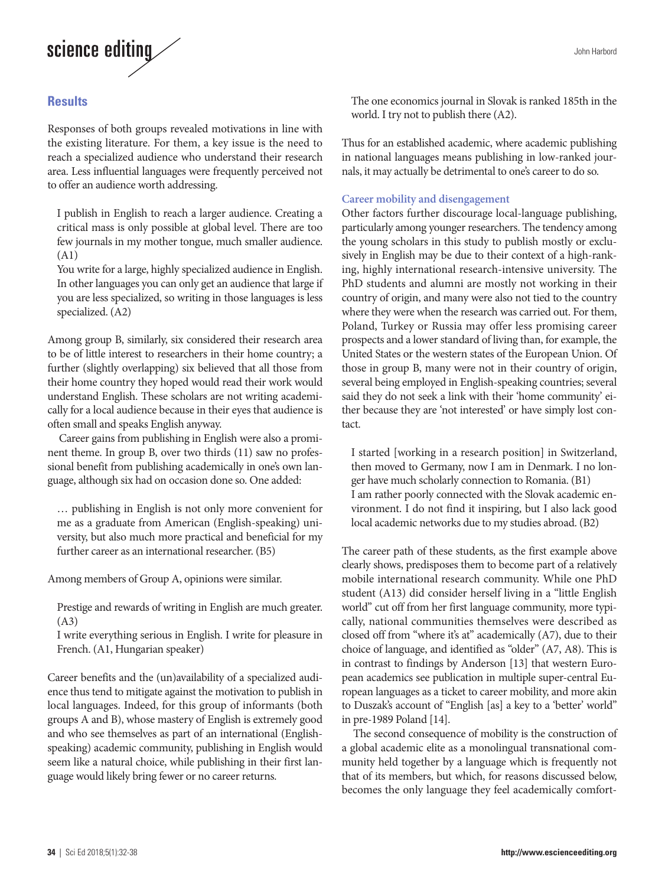## Results

Responses of both groups revealed motivations in line with the existing literature. For them, a key issue is the need to reach a specialized audience who understand their research area. Less influential languages were frequently perceived not to offer an audience worth addressing.

> I publish in English to reach a larger audience. Creating a critical mass is only possible at global level. There are too few journals in my mother tongue, much smaller audience. (A1)
>
> You write for a large, highly specialized audience in English. In other languages you can only get an audience that large if you are less specialized, so writing in those languages is less specialized. (A2)

Among group B, similarly, six considered their research area to be of little interest to researchers in their home country; a further (slightly overlapping) six believed that all those from their home country they hoped would read their work would understand English. These scholars are not writing academically for a local audience because in their eyes that audience is often small and speaks English anyway.

Career gains from publishing in English were also a prominent theme. In group B, over two thirds (11) saw no professional benefit from publishing academically in one's own language, although six had on occasion done so. One added:

> … publishing in English is not only more convenient for me as a graduate from American (English-speaking) university, but also much more practical and beneficial for my further career as an international researcher. (B5)

Among members of Group A, opinions were similar.

> Prestige and rewards of writing in English are much greater. (A3)
>
> I write everything serious in English. I write for pleasure in French. (A1, Hungarian speaker)

Career benefits and the (un)availability of a specialized audience thus tend to mitigate against the motivation to publish in local languages. Indeed, for this group of informants (both groups A and B), whose mastery of English is extremely good and who see themselves as part of an international (English-speaking) academic community, publishing in English would seem like a natural choice, while publishing in their first language would likely bring fewer or no career returns.

> The one economics journal in Slovak is ranked 185th in the world. I try not to publish there (A2).

Thus for an established academic, where academic publishing in national languages means publishing in low-ranked journals, it may actually be detrimental to one's career to do so.

### Career mobility and disengagement

Other factors further discourage local-language publishing, particularly among younger researchers. The tendency among the young scholars in this study to publish mostly or exclusively in English may be due to their context of a high-ranking, highly international research-intensive university. The PhD students and alumni are mostly not working in their country of origin, and many were also not tied to the country where they were when the research was carried out. For them, Poland, Turkey or Russia may offer less promising career prospects and a lower standard of living than, for example, the United States or the western states of the European Union. Of those in group B, many were not in their country of origin, several being employed in English-speaking countries; several said they do not seek a link with their 'home community' either because they are 'not interested' or have simply lost contact.

> I started [working in a research position] in Switzerland, then moved to Germany, now I am in Denmark. I no longer have much scholarly connection to Romania. (B1)
>
> I am rather poorly connected with the Slovak academic environment. I do not find it inspiring, but I also lack good local academic networks due to my studies abroad. (B2)

The career path of these students, as the first example above clearly shows, predisposes them to become part of a relatively mobile international research community. While one PhD student (A13) did consider herself living in a "little English world" cut off from her first language community, more typically, national communities themselves were described as closed off from "where it's at" academically (A7), due to their choice of language, and identified as "older" (A7, A8). This is in contrast to findings by Anderson [13] that western European academics see publication in multiple super-central European languages as a ticket to career mobility, and more akin to Duszak's account of "English [as] a key to a 'better' world" in pre-1989 Poland [14].

The second consequence of mobility is the construction of a global academic elite as a monolingual transnational community held together by a language which is frequently not that of its members, but which, for reasons discussed below, becomes the only language they feel academically comfort-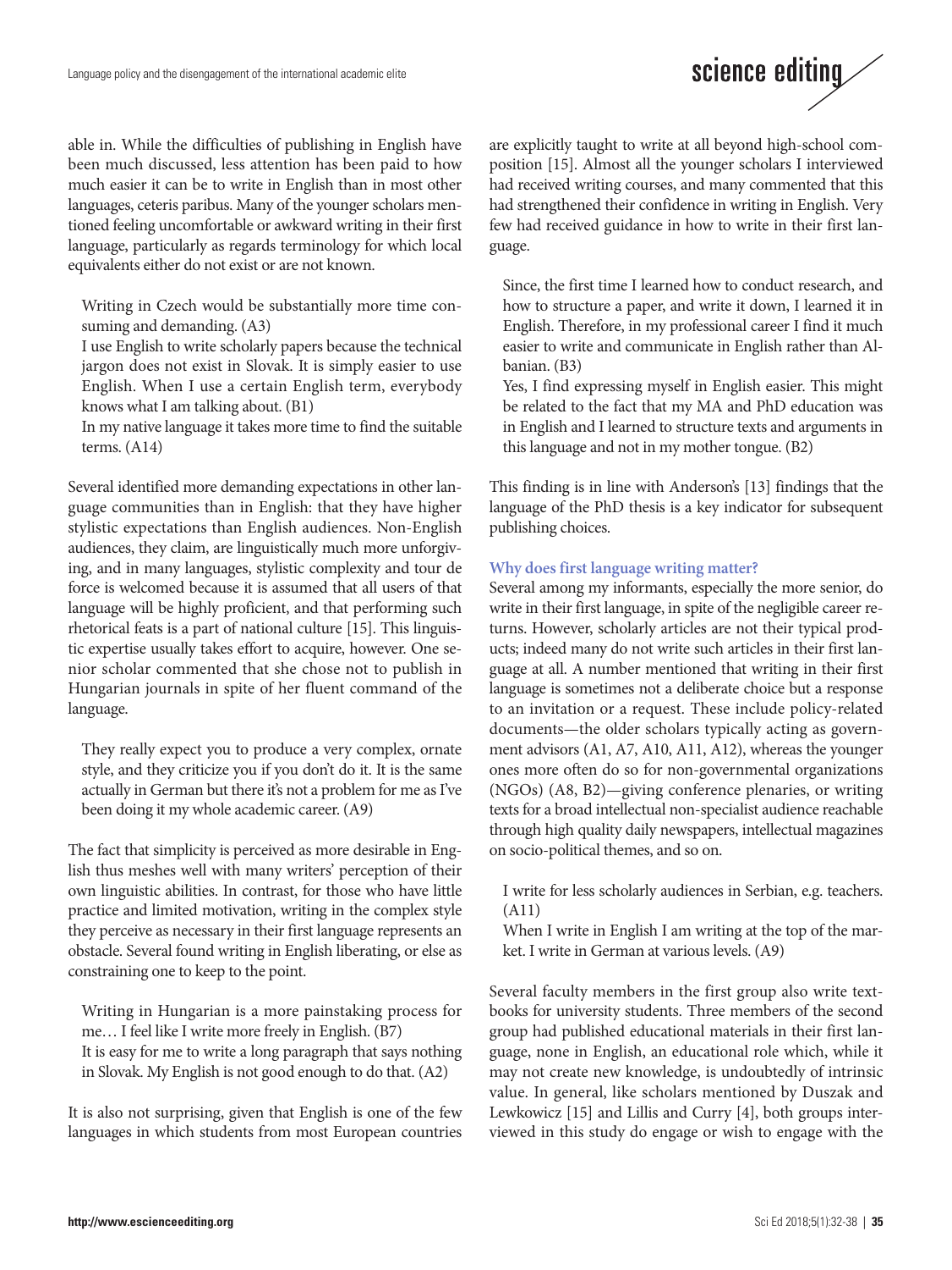able in. While the difficulties of publishing in English have been much discussed, less attention has been paid to how much easier it can be to write in English than in most other languages, ceteris paribus. Many of the younger scholars mentioned feeling uncomfortable or awkward writing in their first language, particularly as regards terminology for which local equivalents either do not exist or are not known.

> Writing in Czech would be substantially more time consuming and demanding. (A3)
>
> I use English to write scholarly papers because the technical jargon does not exist in Slovak. It is simply easier to use English. When I use a certain English term, everybody knows what I am talking about. (B1)
>
> In my native language it takes more time to find the suitable terms. (A14)

Several identified more demanding expectations in other language communities than in English: that they have higher stylistic expectations than English audiences. Non-English audiences, they claim, are linguistically much more unforgiving, and in many languages, stylistic complexity and tour de force is welcomed because it is assumed that all users of that language will be highly proficient, and that performing such rhetorical feats is a part of national culture [15]. This linguistic expertise usually takes effort to acquire, however. One senior scholar commented that she chose not to publish in Hungarian journals in spite of her fluent command of the language.

> They really expect you to produce a very complex, ornate style, and they criticize you if you don't do it. It is the same actually in German but there it's not a problem for me as I've been doing it my whole academic career. (A9)

The fact that simplicity is perceived as more desirable in English thus meshes well with many writers' perception of their own linguistic abilities. In contrast, for those who have little practice and limited motivation, writing in the complex style they perceive as necessary in their first language represents an obstacle. Several found writing in English liberating, or else as constraining one to keep to the point.

> Writing in Hungarian is a more painstaking process for me… I feel like I write more freely in English. (B7)
>
> It is easy for me to write a long paragraph that says nothing in Slovak. My English is not good enough to do that. (A2)

It is also not surprising, given that English is one of the few languages in which students from most European countries are explicitly taught to write at all beyond high-school composition [15]. Almost all the younger scholars I interviewed had received writing courses, and many commented that this had strengthened their confidence in writing in English. Very few had received guidance in how to write in their first language.

> Since, the first time I learned how to conduct research, and how to structure a paper, and write it down, I learned it in English. Therefore, in my professional career I find it much easier to write and communicate in English rather than Albanian. (B3)
>
> Yes, I find expressing myself in English easier. This might be related to the fact that my MA and PhD education was in English and I learned to structure texts and arguments in this language and not in my mother tongue. (B2)

This finding is in line with Anderson's [13] findings that the language of the PhD thesis is a key indicator for subsequent publishing choices.

### Why does first language writing matter?

Several among my informants, especially the more senior, do write in their first language, in spite of the negligible career returns. However, scholarly articles are not their typical products; indeed many do not write such articles in their first language at all. A number mentioned that writing in their first language is sometimes not a deliberate choice but a response to an invitation or a request. These include policy-related documents—the older scholars typically acting as government advisors (A1, A7, A10, A11, A12), whereas the younger ones more often do so for non-governmental organizations (NGOs) (A8, B2)—giving conference plenaries, or writing texts for a broad intellectual non-specialist audience reachable through high quality daily newspapers, intellectual magazines on socio-political themes, and so on.

> I write for less scholarly audiences in Serbian, e.g. teachers. (A11)
>
> When I write in English I am writing at the top of the market. I write in German at various levels. (A9)

Several faculty members in the first group also write textbooks for university students. Three members of the second group had published educational materials in their first language, none in English, an educational role which, while it may not create new knowledge, is undoubtedly of intrinsic value. In general, like scholars mentioned by Duszak and Lewkowicz [15] and Lillis and Curry [4], both groups interviewed in this study do engage or wish to engage with the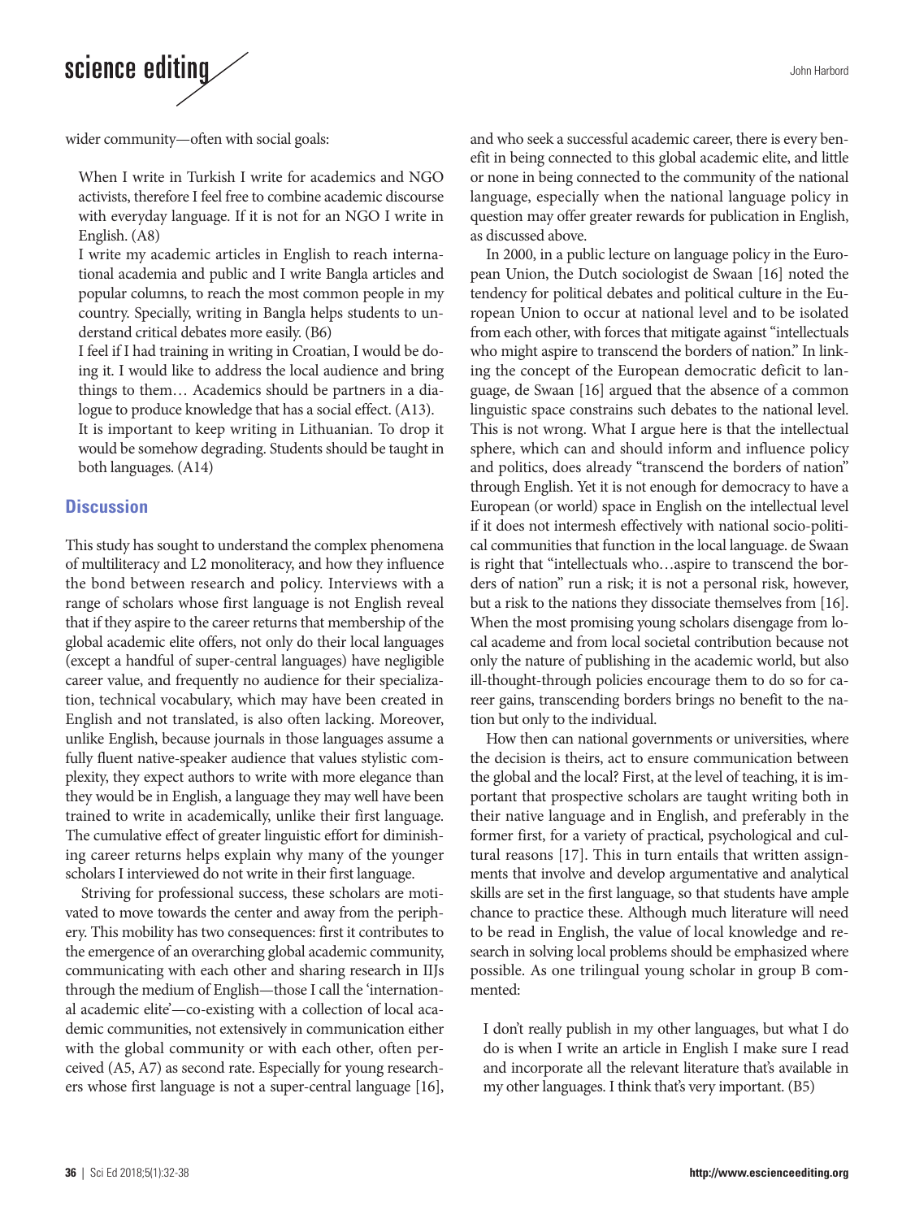wider community—often with social goals:

> When I write in Turkish I write for academics and NGO activists, therefore I feel free to combine academic discourse with everyday language. If it is not for an NGO I write in English. (A8)
>
> I write my academic articles in English to reach international academia and public and I write Bangla articles and popular columns, to reach the most common people in my country. Specially, writing in Bangla helps students to understand critical debates more easily. (B6)
>
> I feel if I had training in writing in Croatian, I would be doing it. I would like to address the local audience and bring things to them… Academics should be partners in a dialogue to produce knowledge that has a social effect. (A13).
>
> It is important to keep writing in Lithuanian. To drop it would be somehow degrading. Students should be taught in both languages. (A14)

## Discussion

This study has sought to understand the complex phenomena of multiliteracy and L2 monoliteracy, and how they influence the bond between research and policy. Interviews with a range of scholars whose first language is not English reveal that if they aspire to the career returns that membership of the global academic elite offers, not only do their local languages (except a handful of super-central languages) have negligible career value, and frequently no audience for their specialization, technical vocabulary, which may have been created in English and not translated, is also often lacking. Moreover, unlike English, because journals in those languages assume a fully fluent native-speaker audience that values stylistic complexity, they expect authors to write with more elegance than they would be in English, a language they may well have been trained to write in academically, unlike their first language. The cumulative effect of greater linguistic effort for diminishing career returns helps explain why many of the younger scholars I interviewed do not write in their first language.

Striving for professional success, these scholars are motivated to move towards the center and away from the periphery. This mobility has two consequences: first it contributes to the emergence of an overarching global academic community, communicating with each other and sharing research in IIJs through the medium of English—those I call the 'international academic elite'—co-existing with a collection of local academic communities, not extensively in communication either with the global community or with each other, often perceived (A5, A7) as second rate. Especially for young researchers whose first language is not a super-central language [16], and who seek a successful academic career, there is every benefit in being connected to this global academic elite, and little or none in being connected to the community of the national language, especially when the national language policy in question may offer greater rewards for publication in English, as discussed above.

In 2000, in a public lecture on language policy in the European Union, the Dutch sociologist de Swaan [16] noted the tendency for political debates and political culture in the European Union to occur at national level and to be isolated from each other, with forces that mitigate against "intellectuals who might aspire to transcend the borders of nation." In linking the concept of the European democratic deficit to language, de Swaan [16] argued that the absence of a common linguistic space constrains such debates to the national level. This is not wrong. What I argue here is that the intellectual sphere, which can and should inform and influence policy and politics, does already "transcend the borders of nation" through English. Yet it is not enough for democracy to have a European (or world) space in English on the intellectual level if it does not intermesh effectively with national socio-political communities that function in the local language. de Swaan is right that "intellectuals who…aspire to transcend the borders of nation" run a risk; it is not a personal risk, however, but a risk to the nations they dissociate themselves from [16]. When the most promising young scholars disengage from local academe and from local societal contribution because not only the nature of publishing in the academic world, but also ill-thought-through policies encourage them to do so for career gains, transcending borders brings no benefit to the nation but only to the individual.

How then can national governments or universities, where the decision is theirs, act to ensure communication between the global and the local? First, at the level of teaching, it is important that prospective scholars are taught writing both in their native language and in English, and preferably in the former first, for a variety of practical, psychological and cultural reasons [17]. This in turn entails that written assignments that involve and develop argumentative and analytical skills are set in the first language, so that students have ample chance to practice these. Although much literature will need to be read in English, the value of local knowledge and research in solving local problems should be emphasized where possible. As one trilingual young scholar in group B commented:

> I don't really publish in my other languages, but what I do do is when I write an article in English I make sure I read and incorporate all the relevant literature that's available in my other languages. I think that's very important. (B5)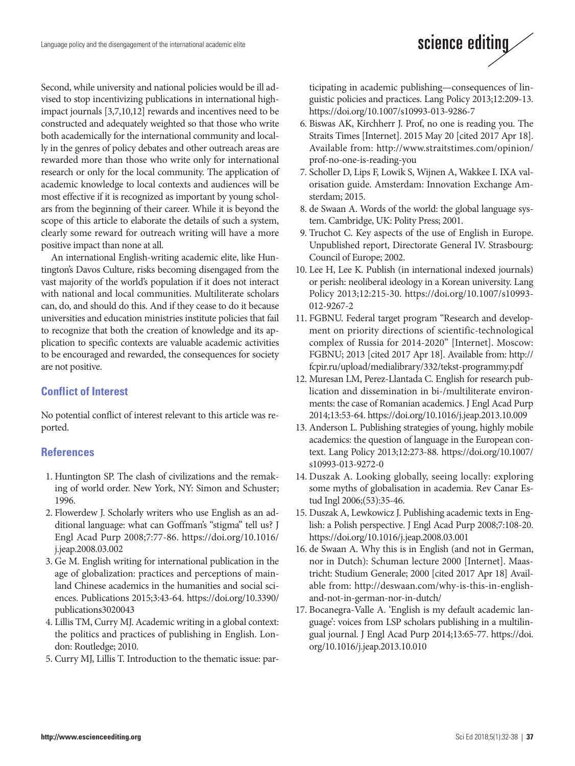Second, while university and national policies would be ill advised to stop incentivizing publications in international high-impact journals [3,7,10,12] rewards and incentives need to be constructed and adequately weighted so that those who write both academically for the international community and locally in the genres of policy debates and other outreach areas are rewarded more than those who write only for international research or only for the local community. The application of academic knowledge to local contexts and audiences will be most effective if it is recognized as important by young scholars from the beginning of their career. While it is beyond the scope of this article to elaborate the details of such a system, clearly some reward for outreach writing will have a more positive impact than none at all.

An international English-writing academic elite, like Huntington's Davos Culture, risks becoming disengaged from the vast majority of the world's population if it does not interact with national and local communities. Multiliterate scholars can, do, and should do this. And if they cease to do it because universities and education ministries institute policies that fail to recognize that both the creation of knowledge and its application to specific contexts are valuable academic activities to be encouraged and rewarded, the consequences for society are not positive.

## Conflict of Interest

No potential conflict of interest relevant to this article was reported.

## References

1. Huntington SP. The clash of civilizations and the remaking of world order. New York, NY: Simon and Schuster; 1996.
2. Flowerdew J. Scholarly writers who use English as an additional language: what can Goffman's "stigma" tell us? J Engl Acad Purp 2008;7:77-86. https://doi.org/10.1016/j.jeap.2008.03.002
3. Ge M. English writing for international publication in the age of globalization: practices and perceptions of mainland Chinese academics in the humanities and social sciences. Publications 2015;3:43-64. https://doi.org/10.3390/publications3020043
4. Lillis TM, Curry MJ. Academic writing in a global context: the politics and practices of publishing in English. London: Routledge; 2010.
5. Curry MJ, Lillis T. Introduction to the thematic issue: participating in academic publishing—consequences of linguistic policies and practices. Lang Policy 2013;12:209-13. https://doi.org/10.1007/s10993-013-9286-7
6. Biswas AK, Kirchherr J. Prof, no one is reading you. The Straits Times [Internet]. 2015 May 20 [cited 2017 Apr 18]. Available from: http://www.straitstimes.com/opinion/prof-no-one-is-reading-you
7. Scholler D, Lips F, Lowik S, Wijnen A, Wakkee I. IXA valorisation guide. Amsterdam: Innovation Exchange Amsterdam; 2015.
8. de Swaan A. Words of the world: the global language system. Cambridge, UK: Polity Press; 2001.
9. Truchot C. Key aspects of the use of English in Europe. Unpublished report, Directorate General IV. Strasbourg: Council of Europe; 2002.
10. Lee H, Lee K. Publish (in international indexed journals) or perish: neoliberal ideology in a Korean university. Lang Policy 2013;12:215-30. https://doi.org/10.1007/s10993-012-9267-2
11. FGBNU. Federal target program "Research and development on priority directions of scientific-technological complex of Russia for 2014-2020" [Internet]. Moscow: FGBNU; 2013 [cited 2017 Apr 18]. Available from: http://fcpir.ru/upload/medialibrary/332/tekst-programmy.pdf
12. Muresan LM, Perez-Llantada C. English for research publication and dissemination in bi-/multiliterate environments: the case of Romanian academics. J Engl Acad Purp 2014;13:53-64. https://doi.org/10.1016/j.jeap.2013.10.009
13. Anderson L. Publishing strategies of young, highly mobile academics: the question of language in the European context. Lang Policy 2013;12:273-88. https://doi.org/10.1007/s10993-013-9272-0
14. Duszak A. Looking globally, seeing locally: exploring some myths of globalisation in academia. Rev Canar Estud Ingl 2006;(53):35-46.
15. Duszak A, Lewkowicz J. Publishing academic texts in English: a Polish perspective. J Engl Acad Purp 2008;7:108-20. https://doi.org/10.1016/j.jeap.2008.03.001
16. de Swaan A. Why this is in English (and not in German, nor in Dutch): Schuman lecture 2000 [Internet]. Maastricht: Studium Generale; 2000 [cited 2017 Apr 18] Available from: http://deswaan.com/why-is-this-in-english-and-not-in-german-nor-in-dutch/
17. Bocanegra-Valle A. 'English is my default academic language': voices from LSP scholars publishing in a multilingual journal. J Engl Acad Purp 2014;13:65-77. https://doi.org/10.1016/j.jeap.2013.10.010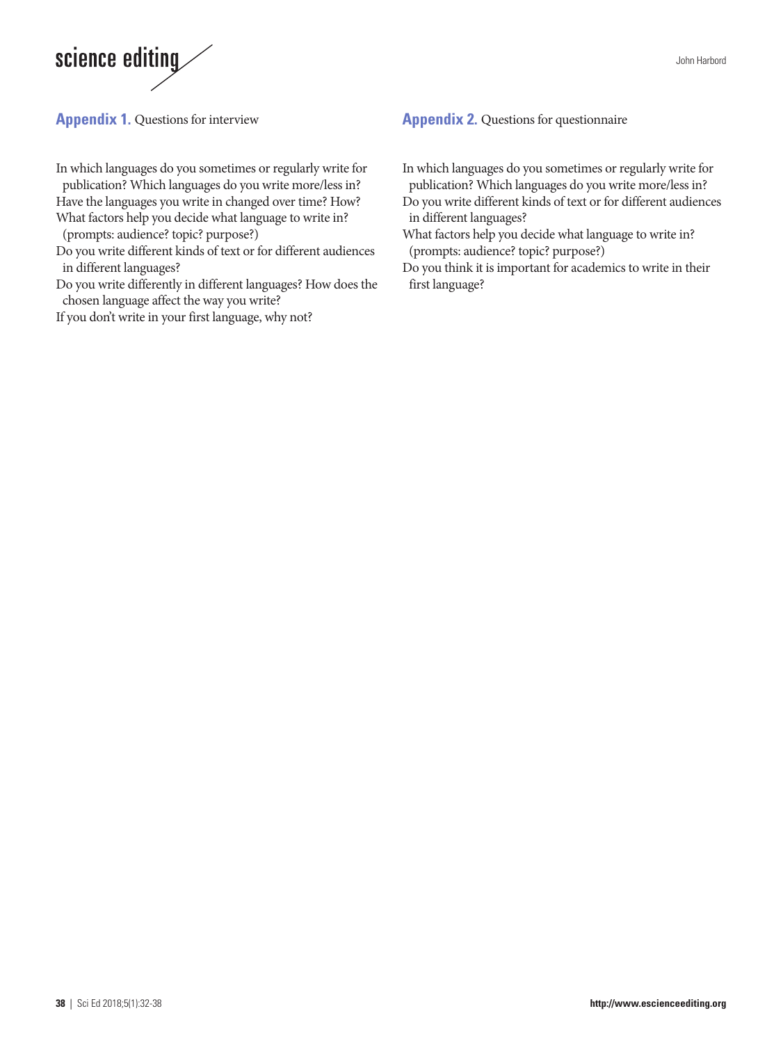## Appendix 1. Questions for interview

In which languages do you sometimes or regularly write for publication? Which languages do you write more/less in?
Have the languages you write in changed over time? How?
What factors help you decide what language to write in? (prompts: audience? topic? purpose?)
Do you write different kinds of text or for different audiences in different languages?
Do you write differently in different languages? How does the chosen language affect the way you write?
If you don't write in your first language, why not?

## Appendix 2. Questions for questionnaire

In which languages do you sometimes or regularly write for publication? Which languages do you write more/less in?
Do you write different kinds of text or for different audiences in different languages?
What factors help you decide what language to write in? (prompts: audience? topic? purpose?)
Do you think it is important for academics to write in their first language?